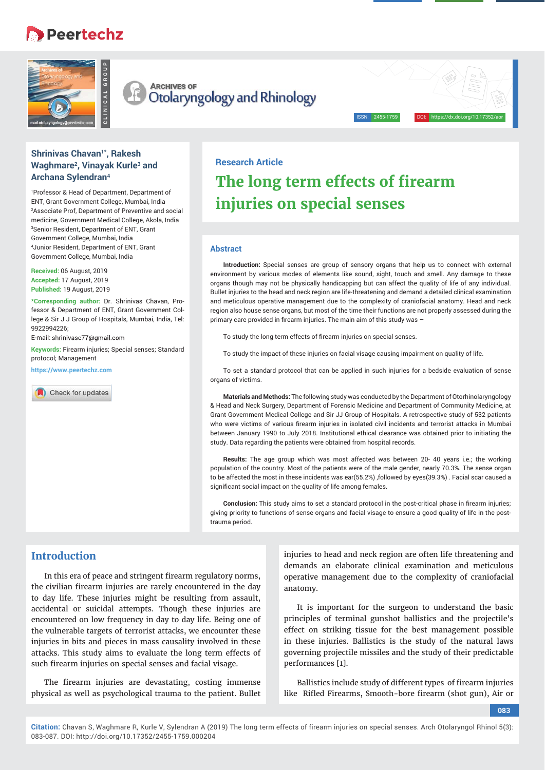Research Article

# The long term effects of firearm injuries on special senses

**Shrinivas Chavan[1]*, Rakesh Waghmare[2], Vinayak Kurle[3] and Archana Sylendran[4]**

[1]Professor & Head of Department, Department of ENT, Grant Government College, Mumbai, India
[2]Associate Prof, Department of Preventive and social medicine, Government Medical College, Akola, India
[3]Senior Resident, Department of ENT, Grant Government College, Mumbai, India
[4]Junior Resident, Department of ENT, Grant Government College, Mumbai, India

**Received:** 06 August, 2019
**Accepted:** 17 August, 2019
**Published:** 19 August, 2019

***Corresponding author:** Dr. Shrinivas Chavan, Professor & Department of ENT, Grant Government College & Sir J J Group of Hospitals, Mumbai, India, Tel: 9922994226;
E-mail: shrinivasc77@gmail.com

**Keywords:** Firearm injuries; Special senses; Standard protocol; Management

https://www.peertechz.com

## Abstract

**Introduction:** Special senses are group of sensory organs that help us to connect with external environment by various modes of elements like sound, sight, touch and smell. Any damage to these organs though may not be physically handicapping but can affect the quality of life of any individual. Bullet injuries to the head and neck region are life-threatening and demand a detailed clinical examination and meticulous operative management due to the complexity of craniofacial anatomy. Head and neck region also house sense organs, but most of the time their functions are not properly assessed during the primary care provided in firearm injuries. The main aim of this study was –

To study the long term effects of firearm injuries on special senses.

To study the impact of these injuries on facial visage causing impairment on quality of life.

To set a standard protocol that can be applied in such injuries for a bedside evaluation of sense organs of victims.

**Materials and Methods:** The following study was conducted by the Department of Otorhinolaryngology & Head and Neck Surgery, Department of Forensic Medicine and Department of Community Medicine, at Grant Government Medical College and Sir JJ Group of Hospitals. A retrospective study of 532 patients who were victims of various firearm injuries in isolated civil incidents and terrorist attacks in Mumbai between January 1990 to July 2018. Institutional ethical clearance was obtained prior to initiating the study. Data regarding the patients were obtained from hospital records.

**Results:** The age group which was most affected was between 20- 40 years i.e.; the working population of the country. Most of the patients were of the male gender, nearly 70.3%. The sense organ to be affected the most in these incidents was ear(55.2%) ,followed by eyes(39.3%) . Facial scar caused a significant social impact on the quality of life among females.

**Conclusion:** This study aims to set a standard protocol in the post-critical phase in firearm injuries; giving priority to functions of sense organs and facial visage to ensure a good quality of life in the post-trauma period.

## Introduction

In this era of peace and stringent firearm regulatory norms, the civilian firearm injuries are rarely encountered in the day to day life. These injuries might be resulting from assault, accidental or suicidal attempts. Though these injuries are encountered on low frequency in day to day life. Being one of the vulnerable targets of terrorist attacks, we encounter these injuries in bits and pieces in mass causality involved in these attacks. This study aims to evaluate the long term effects of such firearm injuries on special senses and facial visage.

The firearm injuries are devastating, costing immense physical as well as psychological trauma to the patient. Bullet injuries to head and neck region are often life threatening and demands an elaborate clinical examination and meticulous operative management due to the complexity of craniofacial anatomy.

It is important for the surgeon to understand the basic principles of terminal gunshot ballistics and the projectile's effect on striking tissue for the best management possible in these injuries. Ballistics is the study of the natural laws governing projectile missiles and the study of their predictable performances [1].

Ballistics include study of different types of firearm injuries like Rifled Firearms, Smooth-bore firearm (shot gun), Air or

**Citation:** Chavan S, Waghmare R, Kurle V, Sylendran A (2019) The long term effects of firearm injuries on special senses. Arch Otolaryngol Rhinol 5(3): 083-087. DOI: http://doi.org/10.17352/2455-1759.000204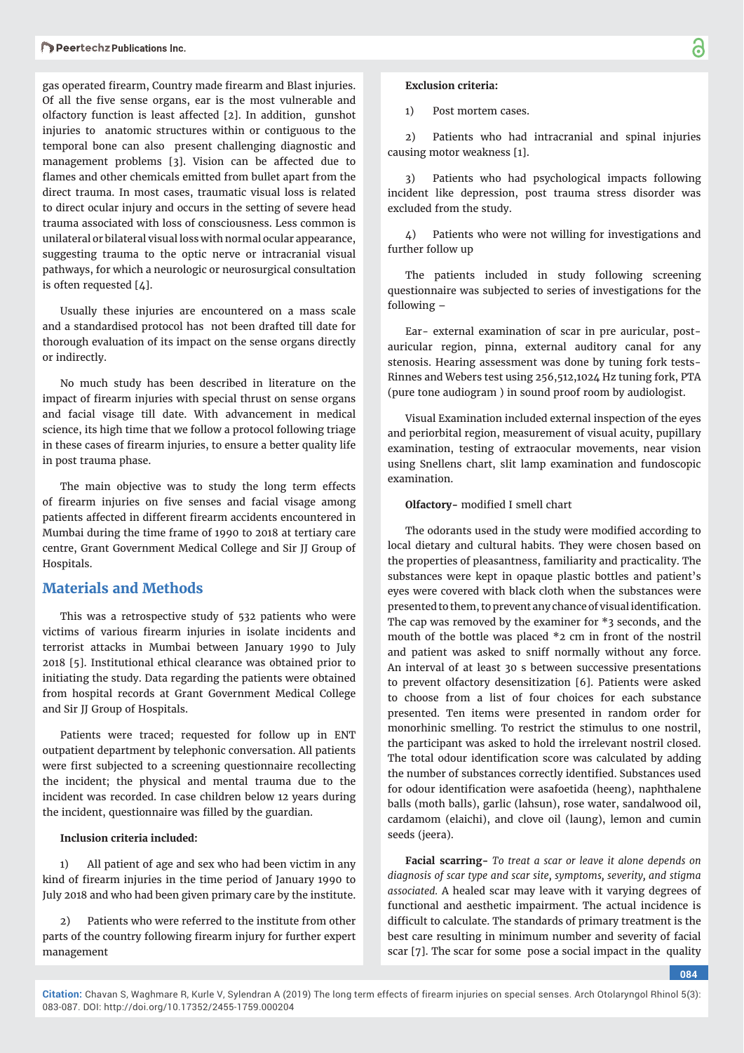gas operated firearm, Country made firearm and Blast injuries. Of all the five sense organs, ear is the most vulnerable and olfactory function is least affected [2]. In addition, gunshot injuries to anatomic structures within or contiguous to the temporal bone can also present challenging diagnostic and management problems [3]. Vision can be affected due to flames and other chemicals emitted from bullet apart from the direct trauma. In most cases, traumatic visual loss is related to direct ocular injury and occurs in the setting of severe head trauma associated with loss of consciousness. Less common is unilateral or bilateral visual loss with normal ocular appearance, suggesting trauma to the optic nerve or intracranial visual pathways, for which a neurologic or neurosurgical consultation is often requested [4].

Usually these injuries are encountered on a mass scale and a standardised protocol has not been drafted till date for thorough evaluation of its impact on the sense organs directly or indirectly.

No much study has been described in literature on the impact of firearm injuries with special thrust on sense organs and facial visage till date. With advancement in medical science, its high time that we follow a protocol following triage in these cases of firearm injuries, to ensure a better quality life in post trauma phase.

The main objective was to study the long term effects of firearm injuries on five senses and facial visage among patients affected in different firearm accidents encountered in Mumbai during the time frame of 1990 to 2018 at tertiary care centre, Grant Government Medical College and Sir JJ Group of Hospitals.

## Materials and Methods

This was a retrospective study of 532 patients who were victims of various firearm injuries in isolate incidents and terrorist attacks in Mumbai between January 1990 to July 2018 [5]. Institutional ethical clearance was obtained prior to initiating the study. Data regarding the patients were obtained from hospital records at Grant Government Medical College and Sir JJ Group of Hospitals.

Patients were traced; requested for follow up in ENT outpatient department by telephonic conversation. All patients were first subjected to a screening questionnaire recollecting the incident; the physical and mental trauma due to the incident was recorded. In case children below 12 years during the incident, questionnaire was filled by the guardian.

**Inclusion criteria included:**

1) All patient of age and sex who had been victim in any kind of firearm injuries in the time period of January 1990 to July 2018 and who had been given primary care by the institute.

2) Patients who were referred to the institute from other parts of the country following firearm injury for further expert management

**Exclusion criteria:**

1) Post mortem cases.

2) Patients who had intracranial and spinal injuries causing motor weakness [1].

3) Patients who had psychological impacts following incident like depression, post trauma stress disorder was excluded from the study.

4) Patients who were not willing for investigations and further follow up

The patients included in study following screening questionnaire was subjected to series of investigations for the following –

Ear- external examination of scar in pre auricular, post-auricular region, pinna, external auditory canal for any stenosis. Hearing assessment was done by tuning fork tests- Rinnes and Webers test using 256,512,1024 Hz tuning fork, PTA (pure tone audiogram ) in sound proof room by audiologist.

Visual Examination included external inspection of the eyes and periorbital region, measurement of visual acuity, pupillary examination, testing of extraocular movements, near vision using Snellens chart, slit lamp examination and fundoscopic examination.

**Olfactory-** modified I smell chart

The odorants used in the study were modified according to local dietary and cultural habits. They were chosen based on the properties of pleasantness, familiarity and practicality. The substances were kept in opaque plastic bottles and patient's eyes were covered with black cloth when the substances were presented to them, to prevent any chance of visual identification. The cap was removed by the examiner for *3 seconds, and the mouth of the bottle was placed *2 cm in front of the nostril and patient was asked to sniff normally without any force. An interval of at least 30 s between successive presentations to prevent olfactory desensitization [6]. Patients were asked to choose from a list of four choices for each substance presented. Ten items were presented in random order for monorhinic smelling. To restrict the stimulus to one nostril, the participant was asked to hold the irrelevant nostril closed. The total odour identification score was calculated by adding the number of substances correctly identified. Substances used for odour identification were asafoetida (heeng), naphthalene balls (moth balls), garlic (lahsun), rose water, sandalwood oil, cardamom (elaichi), and clove oil (laung), lemon and cumin seeds (jeera).

**Facial scarring-** *To treat a scar or leave it alone depends on diagnosis of scar type and scar site, symptoms, severity, and stigma associated.* A healed scar may leave with it varying degrees of functional and aesthetic impairment. The actual incidence is difficult to calculate. The standards of primary treatment is the best care resulting in minimum number and severity of facial scar [7]. The scar for some pose a social impact in the quality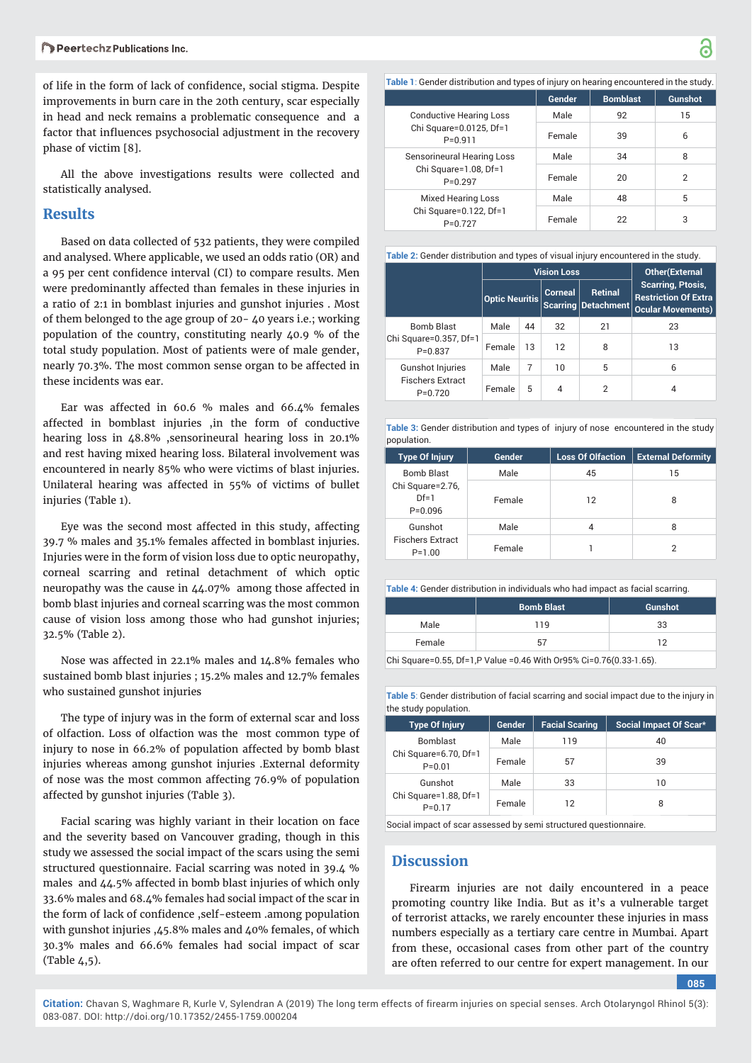of life in the form of lack of confidence, social stigma. Despite improvements in burn care in the 20th century, scar especially in head and neck remains a problematic consequence and a factor that influences psychosocial adjustment in the recovery phase of victim [8].

All the above investigations results were collected and statistically analysed.

## Results

Based on data collected of 532 patients, they were compiled and analysed. Where applicable, we used an odds ratio (OR) and a 95 per cent confidence interval (CI) to compare results. Men were predominantly affected than females in these injuries in a ratio of 2:1 in bomblast injuries and gunshot injuries . Most of them belonged to the age group of 20- 40 years i.e.; working population of the country, constituting nearly 40.9 % of the total study population. Most of patients were of male gender, nearly 70.3%. The most common sense organ to be affected in these incidents was ear.

Ear was affected in 60.6 % males and 66.4% females affected in bomblast injuries ,in the form of conductive hearing loss in 48.8% ,sensorineural hearing loss in 20.1% and rest having mixed hearing loss. Bilateral involvement was encountered in nearly 85% who were victims of blast injuries. Unilateral hearing was affected in 55% of victims of bullet injuries (Table 1).

Eye was the second most affected in this study, affecting 39.7 % males and 35.1% females affected in bomblast injuries. Injuries were in the form of vision loss due to optic neuropathy, corneal scarring and retinal detachment of which optic neuropathy was the cause in 44.07% among those affected in bomb blast injuries and corneal scarring was the most common cause of vision loss among those who had gunshot injuries; 32.5% (Table 2).

Nose was affected in 22.1% males and 14.8% females who sustained bomb blast injuries ; 15.2% males and 12.7% females who sustained gunshot injuries

The type of injury was in the form of external scar and loss of olfaction. Loss of olfaction was the most common type of injury to nose in 66.2% of population affected by bomb blast injuries whereas among gunshot injuries .External deformity of nose was the most common affecting 76.9% of population affected by gunshot injuries (Table 3).

Facial scaring was highly variant in their location on face and the severity based on Vancouver grading, though in this study we assessed the social impact of the scars using the semi structured questionnaire. Facial scarring was noted in 39.4 % males and 44.5% affected in bomb blast injuries of which only 33.6% males and 68.4% females had social impact of the scar in the form of lack of confidence ,self-esteem .among population with gunshot injuries ,45.8% males and 40% females, of which 30.3% males and 66.6% females had social impact of scar (Table 4,5).

**Table 1:** Gender distribution and types of injury on hearing encountered in the study.

| | Gender | Bomblast | Gunshot |
|---|---|---|---|
| Conductive Hearing Loss<br>Chi Square=0.0125, Df=1<br>P=0.911 | Male | 92 | 15 |
| | Female | 39 | 6 |
| Sensorineural Hearing Loss<br>Chi Square=1.08, Df=1<br>P=0.297 | Male | 34 | 8 |
| | Female | 20 | 2 |
| Mixed Hearing Loss<br>Chi Square=0.122, Df=1<br>P=0.727 | Male | 48 | 5 |
| | Female | 22 | 3 |

**Table 2:** Gender distribution and types of visual injury encountered in the study.

| | | Vision Loss | | | Other(External Scarring, Ptosis, Restriction Of Extra Ocular Movements) |
|---|---|---|---|---|---|
| | | Optic Neuritis | Corneal Scarring | Retinal Detachment | |
| Bomb Blast<br>Chi Square=0.357, Df=1<br>P=0.837 | Male | 44 | 32 | 21 | 23 |
| | Female | 13 | 12 | 8 | 13 |
| Gunshot Injuries<br>Fischers Extract<br>P=0.720 | Male | 7 | 10 | 5 | 6 |
| | Female | 5 | 4 | 2 | 4 |

**Table 3:** Gender distribution and types of injury of nose encountered in the study population.

| Type Of Injury | Gender | Loss Of Olfaction | External Deformity |
|---|---|---|---|
| Bomb Blast<br>Chi Square=2.76, Df=1<br>P=0.096 | Male | 45 | 15 |
| | Female | 12 | 8 |
| Gunshot<br>Fischers Extract<br>P=1.00 | Male | 4 | 8 |
| | Female | 1 | 2 |

**Table 4:** Gender distribution in individuals who had impact as facial scarring.

| | Bomb Blast | Gunshot |
|---|---|---|
| Male | 119 | 33 |
| Female | 57 | 12 |

Chi Square=0.55, Df=1,P Value =0.46 With Or95% Ci=0.76(0.33-1.65).

**Table 5:** Gender distribution of facial scarring and social impact due to the injury in the study population.

| Type Of Injury | Gender | Facial Scaring | Social Impact Of Scar* |
|---|---|---|---|
| Bomblast<br>Chi Square=6.70, Df=1<br>P=0.01 | Male | 119 | 40 |
| | Female | 57 | 39 |
| Gunshot<br>Chi Square=1.88, Df=1<br>P=0.17 | Male | 33 | 10 |
| | Female | 12 | 8 |

Social impact of scar assessed by semi structured questionnaire.

## Discussion

Firearm injuries are not daily encountered in a peace promoting country like India. But as it's a vulnerable target of terrorist attacks, we rarely encounter these injuries in mass numbers especially as a tertiary care centre in Mumbai. Apart from these, occasional cases from other part of the country are often referred to our centre for expert management. In our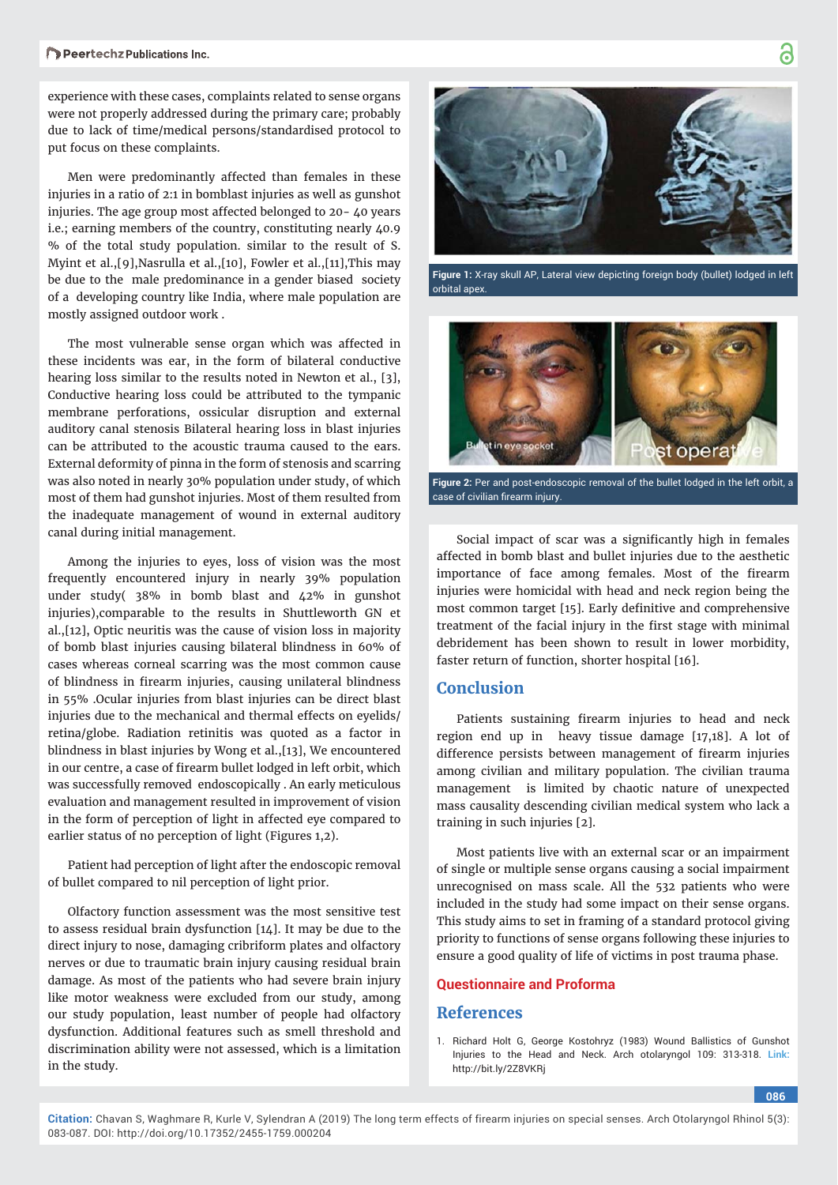experience with these cases, complaints related to sense organs were not properly addressed during the primary care; probably due to lack of time/medical persons/standardised protocol to put focus on these complaints.

Men were predominantly affected than females in these injuries in a ratio of 2:1 in bomblast injuries as well as gunshot injuries. The age group most affected belonged to 20- 40 years i.e.; earning members of the country, constituting nearly 40.9 % of the total study population. similar to the result of S. Myint et al.,[9],Nasrulla et al.,[10], Fowler et al.,[11],This may be due to the male predominance in a gender biased society of a developing country like India, where male population are mostly assigned outdoor work .

The most vulnerable sense organ which was affected in these incidents was ear, in the form of bilateral conductive hearing loss similar to the results noted in Newton et al., [3], Conductive hearing loss could be attributed to the tympanic membrane perforations, ossicular disruption and external auditory canal stenosis Bilateral hearing loss in blast injuries can be attributed to the acoustic trauma caused to the ears. External deformity of pinna in the form of stenosis and scarring was also noted in nearly 30% population under study, of which most of them had gunshot injuries. Most of them resulted from the inadequate management of wound in external auditory canal during initial management.

Among the injuries to eyes, loss of vision was the most frequently encountered injury in nearly 39% population under study( 38% in bomb blast and 42% in gunshot injuries),comparable to the results in Shuttleworth GN et al.,[12], Optic neuritis was the cause of vision loss in majority of bomb blast injuries causing bilateral blindness in 60% of cases whereas corneal scarring was the most common cause of blindness in firearm injuries, causing unilateral blindness in 55% .Ocular injuries from blast injuries can be direct blast injuries due to the mechanical and thermal effects on eyelids/ retina/globe. Radiation retinitis was quoted as a factor in blindness in blast injuries by Wong et al.,[13], We encountered in our centre, a case of firearm bullet lodged in left orbit, which was successfully removed endoscopically . An early meticulous evaluation and management resulted in improvement of vision in the form of perception of light in affected eye compared to earlier status of no perception of light (Figures 1,2).

Patient had perception of light after the endoscopic removal of bullet compared to nil perception of light prior.

Olfactory function assessment was the most sensitive test to assess residual brain dysfunction [14]. It may be due to the direct injury to nose, damaging cribriform plates and olfactory nerves or due to traumatic brain injury causing residual brain damage. As most of the patients who had severe brain injury like motor weakness were excluded from our study, among our study population, least number of people had olfactory dysfunction. Additional features such as smell threshold and discrimination ability were not assessed, which is a limitation in the study.

**Figure 1:** X-ray skull AP, Lateral view depicting foreign body (bullet) lodged in left orbital apex.

**Figure 2:** Per and post-endoscopic removal of the bullet lodged in the left orbit, a case of civilian firearm injury.

Social impact of scar was a significantly high in females affected in bomb blast and bullet injuries due to the aesthetic importance of face among females. Most of the firearm injuries were homicidal with head and neck region being the most common target [15]. Early definitive and comprehensive treatment of the facial injury in the first stage with minimal debridement has shown to result in lower morbidity, faster return of function, shorter hospital [16].

## Conclusion

Patients sustaining firearm injuries to head and neck region end up in heavy tissue damage [17,18]. A lot of difference persists between management of firearm injuries among civilian and military population. The civilian trauma management is limited by chaotic nature of unexpected mass causality descending civilian medical system who lack a training in such injuries [2].

Most patients live with an external scar or an impairment of single or multiple sense organs causing a social impairment unrecognised on mass scale. All the 532 patients who were included in the study had some impact on their sense organs. This study aims to set in framing of a standard protocol giving priority to functions of sense organs following these injuries to ensure a good quality of life of victims in post trauma phase.

### Questionnaire and Proforma

## References

1. Richard Holt G, George Kostohryz (1983) Wound Ballistics of Gunshot Injuries to the Head and Neck. Arch otolaryngol 109: 313-318. Link: http://bit.ly/2Z8VKRj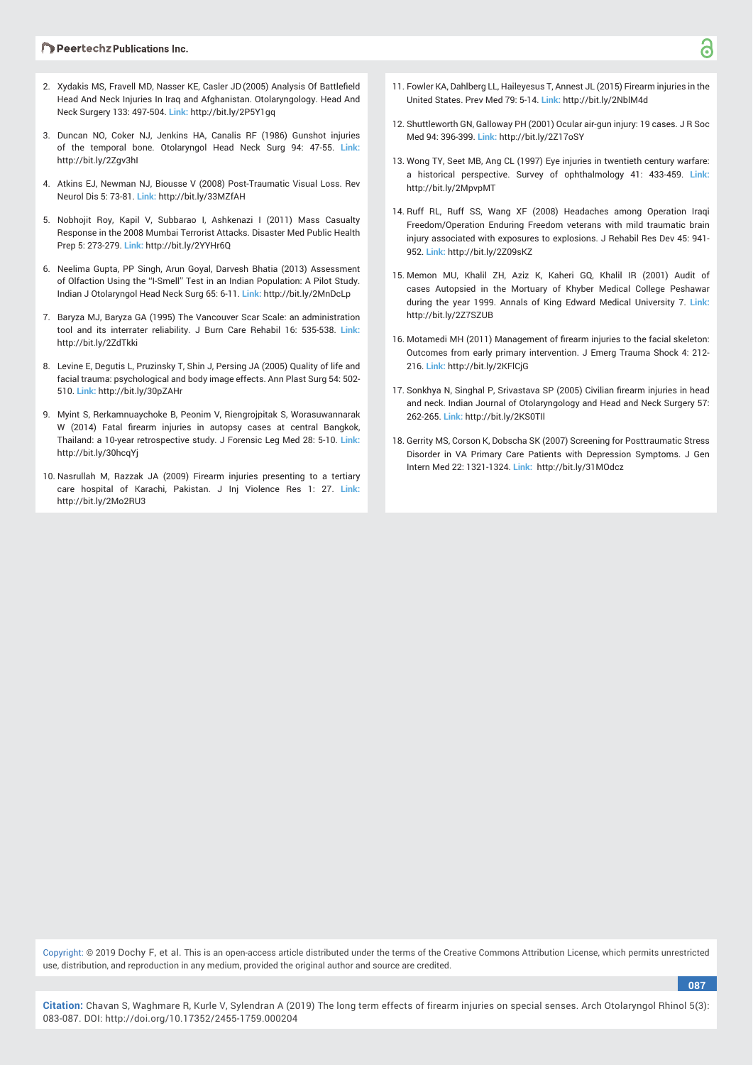2. Xydakis MS, Fravell MD, Nasser KE, Casler JD (2005) Analysis Of Battlefield Head And Neck Injuries In Iraq and Afghanistan. Otolaryngology. Head And Neck Surgery 133: 497-504. **Link:** http://bit.ly/2P5Y1gq

3. Duncan NO, Coker NJ, Jenkins HA, Canalis RF (1986) Gunshot injuries of the temporal bone. Otolaryngol Head Neck Surg 94: 47-55. **Link:** http://bit.ly/2Zgv3hI

4. Atkins EJ, Newman NJ, Biousse V (2008) Post-Traumatic Visual Loss. Rev Neurol Dis 5: 73-81. **Link:** http://bit.ly/33MZfAH

5. Nobhojit Roy, Kapil V, Subbarao I, Ashkenazi I (2011) Mass Casualty Response in the 2008 Mumbai Terrorist Attacks. Disaster Med Public Health Prep 5: 273-279. **Link:** http://bit.ly/2YYHr6Q

6. Neelima Gupta, PP Singh, Arun Goyal, Darvesh Bhatia (2013) Assessment of Olfaction Using the "I-Smell" Test in an Indian Population: A Pilot Study. Indian J Otolaryngol Head Neck Surg 65: 6-11. **Link:** http://bit.ly/2MnDcLp

7. Baryza MJ, Baryza GA (1995) The Vancouver Scar Scale: an administration tool and its interrater reliability. J Burn Care Rehabil 16: 535-538. **Link:** http://bit.ly/2ZdTkki

8. Levine E, Degutis L, Pruzinsky T, Shin J, Persing JA (2005) Quality of life and facial trauma: psychological and body image effects. Ann Plast Surg 54: 502-510. **Link:** http://bit.ly/30pZAHr

9. Myint S, Rerkamnuaychoke B, Peonim V, Riengrojpitak S, Worasuwannarak W (2014) Fatal firearm injuries in autopsy cases at central Bangkok, Thailand: a 10-year retrospective study. J Forensic Leg Med 28: 5-10. **Link:** http://bit.ly/30hcqYj

10. Nasrullah M, Razzak JA (2009) Firearm injuries presenting to a tertiary care hospital of Karachi, Pakistan. J Inj Violence Res 1: 27. **Link:** http://bit.ly/2Mo2RU3

11. Fowler KA, Dahlberg LL, Haileyesus T, Annest JL (2015) Firearm injuries in the United States. Prev Med 79: 5-14. **Link:** http://bit.ly/2NblM4d

12. Shuttleworth GN, Galloway PH (2001) Ocular air-gun injury: 19 cases. J R Soc Med 94: 396-399. **Link:** http://bit.ly/2Z17oSY

13. Wong TY, Seet MB, Ang CL (1997) Eye injuries in twentieth century warfare: a historical perspective. Survey of ophthalmology 41: 433-459. **Link:** http://bit.ly/2MpvpMT

14. Ruff RL, Ruff SS, Wang XF (2008) Headaches among Operation Iraqi Freedom/Operation Enduring Freedom veterans with mild traumatic brain injury associated with exposures to explosions. J Rehabil Res Dev 45: 941-952. **Link:** http://bit.ly/2Z09sKZ

15. Memon MU, Khalil ZH, Aziz K, Kaheri GQ, Khalil IR (2001) Audit of cases Autopsied in the Mortuary of Khyber Medical College Peshawar during the year 1999. Annals of King Edward Medical University 7. **Link:** http://bit.ly/2Z7SZUB

16. Motamedi MH (2011) Management of firearm injuries to the facial skeleton: Outcomes from early primary intervention. J Emerg Trauma Shock 4: 212-216. **Link:** http://bit.ly/2KFlCjG

17. Sonkhya N, Singhal P, Srivastava SP (2005) Civilian firearm injuries in head and neck. Indian Journal of Otolaryngology and Head and Neck Surgery 57: 262-265. **Link:** http://bit.ly/2KS0TIl

18. Gerrity MS, Corson K, Dobscha SK (2007) Screening for Posttraumatic Stress Disorder in VA Primary Care Patients with Depression Symptoms. J Gen Intern Med 22: 1321-1324. **Link:** http://bit.ly/31MOdcz

Copyright: © 2019 Dochy F, et al. This is an open-access article distributed under the terms of the Creative Commons Attribution License, which permits unrestricted use, distribution, and reproduction in any medium, provided the original author and source are credited.